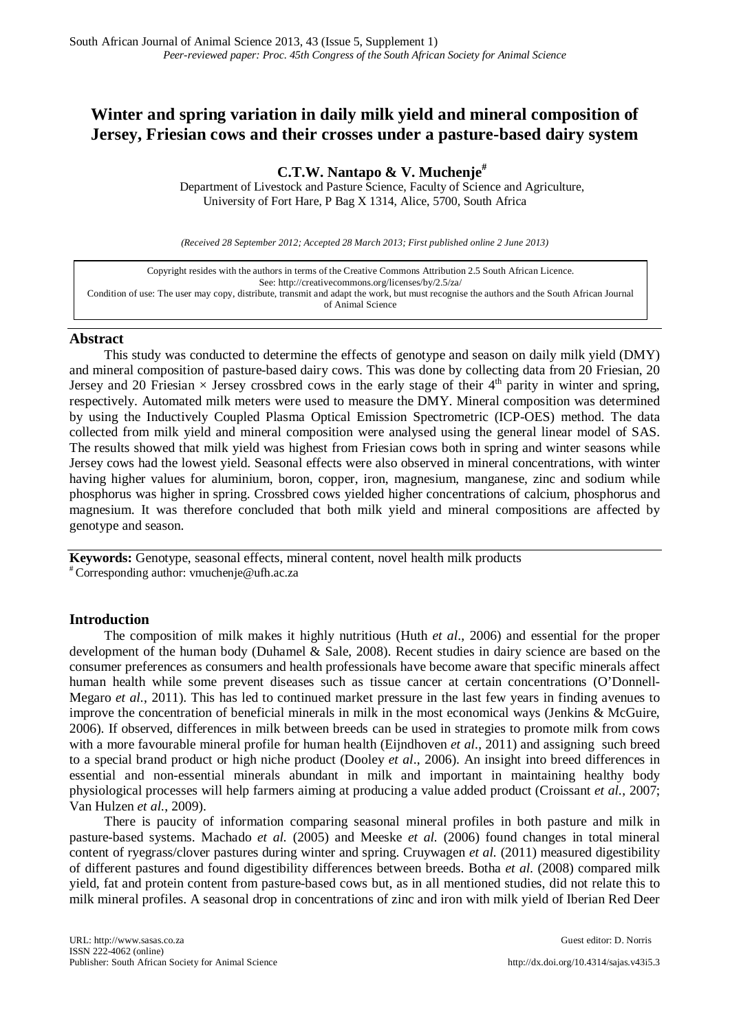# Winter and spring variation in daily milk yield and mineral composition of Jersey, Friesian cows and their crosses under a pasture-based dairy system

**C.T.W. Nantapo & V. Muchenje[#]**

Department of Livestock and Pasture Science, Faculty of Science and Agriculture, University of Fort Hare, P Bag X 1314, Alice, 5700, South Africa

*(Received 28 September 2012; Accepted 28 March 2013; First published online 2 June 2013)*

Copyright resides with the authors in terms of the Creative Commons Attribution 2.5 South African Licence.
See: http://creativecommons.org/licenses/by/2.5/za/
Condition of use: The user may copy, distribute, transmit and adapt the work, but must recognise the authors and the South African Journal of Animal Science

## Abstract

This study was conducted to determine the effects of genotype and season on daily milk yield (DMY) and mineral composition of pasture-based dairy cows. This was done by collecting data from 20 Friesian, 20 Jersey and 20 Friesian × Jersey crossbred cows in the early stage of their 4th parity in winter and spring, respectively. Automated milk meters were used to measure the DMY. Mineral composition was determined by using the Inductively Coupled Plasma Optical Emission Spectrometric (ICP-OES) method. The data collected from milk yield and mineral composition were analysed using the general linear model of SAS. The results showed that milk yield was highest from Friesian cows both in spring and winter seasons while Jersey cows had the lowest yield. Seasonal effects were also observed in mineral concentrations, with winter having higher values for aluminium, boron, copper, iron, magnesium, manganese, zinc and sodium while phosphorus was higher in spring. Crossbred cows yielded higher concentrations of calcium, phosphorus and magnesium. It was therefore concluded that both milk yield and mineral compositions are affected by genotype and season.

**Keywords:** Genotype, seasonal effects, mineral content, novel health milk products

[#] Corresponding author: vmuchenje@ufh.ac.za

## Introduction

The composition of milk makes it highly nutritious (Huth *et al*., 2006) and essential for the proper development of the human body (Duhamel & Sale, 2008). Recent studies in dairy science are based on the consumer preferences as consumers and health professionals have become aware that specific minerals affect human health while some prevent diseases such as tissue cancer at certain concentrations (O'Donnell-Megaro *et al*., 2011). This has led to continued market pressure in the last few years in finding avenues to improve the concentration of beneficial minerals in milk in the most economical ways (Jenkins & McGuire, 2006). If observed, differences in milk between breeds can be used in strategies to promote milk from cows with a more favourable mineral profile for human health (Eijndhoven *et al*., 2011) and assigning such breed to a special brand product or high niche product (Dooley *et al*., 2006). An insight into breed differences in essential and non-essential minerals abundant in milk and important in maintaining healthy body physiological processes will help farmers aiming at producing a value added product (Croissant *et al*., 2007; Van Hulzen *et al*., 2009).

There is paucity of information comparing seasonal mineral profiles in both pasture and milk in pasture-based systems. Machado *et al.* (2005) and Meeske *et al.* (2006) found changes in total mineral content of ryegrass/clover pastures during winter and spring. Cruywagen *et al.* (2011) measured digestibility of different pastures and found digestibility differences between breeds. Botha *et al.* (2008) compared milk yield, fat and protein content from pasture-based cows but, as in all mentioned studies, did not relate this to milk mineral profiles. A seasonal drop in concentrations of zinc and iron with milk yield of Iberian Red Deer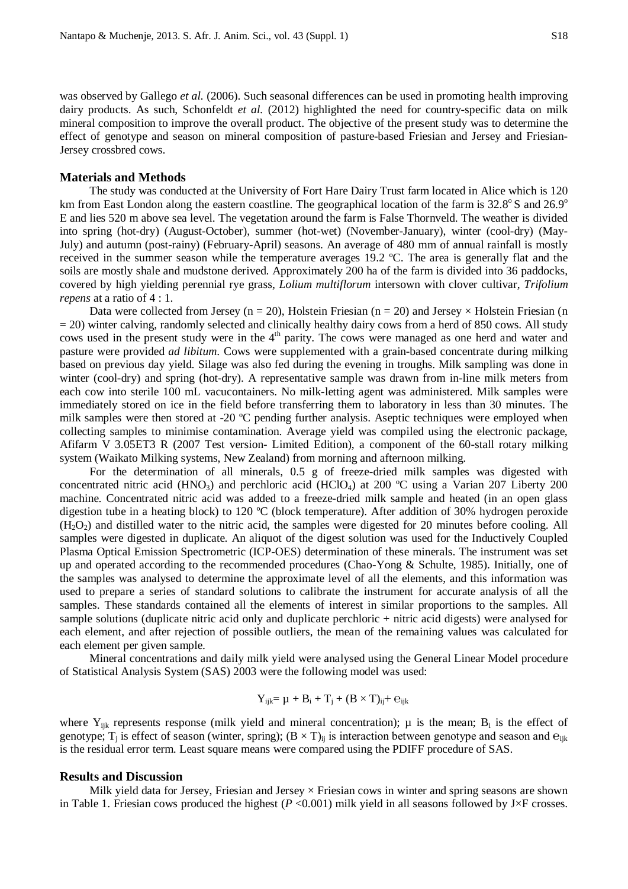was observed by Gallego *et al.* (2006). Such seasonal differences can be used in promoting health improving dairy products. As such, Schonfeldt *et al.* (2012) highlighted the need for country-specific data on milk mineral composition to improve the overall product. The objective of the present study was to determine the effect of genotype and season on mineral composition of pasture-based Friesian and Jersey and Friesian-Jersey crossbred cows.

## Materials and Methods

The study was conducted at the University of Fort Hare Dairy Trust farm located in Alice which is 120 km from East London along the eastern coastline. The geographical location of the farm is 32.8° S and 26.9° E and lies 520 m above sea level. The vegetation around the farm is False Thornveld. The weather is divided into spring (hot-dry) (August-October), summer (hot-wet) (November-January), winter (cool-dry) (May-July) and autumn (post-rainy) (February-April) seasons. An average of 480 mm of annual rainfall is mostly received in the summer season while the temperature averages 19.2 ºC. The area is generally flat and the soils are mostly shale and mudstone derived. Approximately 200 ha of the farm is divided into 36 paddocks, covered by high yielding perennial rye grass, *Lolium multiflorum* intersown with clover cultivar, *Trifolium repens* at a ratio of 4 : 1.

Data were collected from Jersey (n = 20), Holstein Friesian (n = 20) and Jersey × Holstein Friesian (n = 20) winter calving, randomly selected and clinically healthy dairy cows from a herd of 850 cows. All study cows used in the present study were in the 4th parity. The cows were managed as one herd and water and pasture were provided *ad libitum*. Cows were supplemented with a grain-based concentrate during milking based on previous day yield. Silage was also fed during the evening in troughs. Milk sampling was done in winter (cool-dry) and spring (hot-dry). A representative sample was drawn from in-line milk meters from each cow into sterile 100 mL vacucontainers. No milk-letting agent was administered. Milk samples were immediately stored on ice in the field before transferring them to laboratory in less than 30 minutes. The milk samples were then stored at -20 ºC pending further analysis. Aseptic techniques were employed when collecting samples to minimise contamination. Average yield was compiled using the electronic package, Afifarm V 3.05ET3 R (2007 Test version- Limited Edition), a component of the 60-stall rotary milking system (Waikato Milking systems, New Zealand) from morning and afternoon milking.

For the determination of all minerals, 0.5 g of freeze-dried milk samples was digested with concentrated nitric acid ($HNO_3$) and perchloric acid ($HClO_4$) at 200 ºC using a Varian 207 Liberty 200 machine. Concentrated nitric acid was added to a freeze-dried milk sample and heated (in an open glass digestion tube in a heating block) to 120 ºC (block temperature). After addition of 30% hydrogen peroxide ($H_2O_2$) and distilled water to the nitric acid, the samples were digested for 20 minutes before cooling. All samples were digested in duplicate. An aliquot of the digest solution was used for the Inductively Coupled Plasma Optical Emission Spectrometric (ICP-OES) determination of these minerals. The instrument was set up and operated according to the recommended procedures (Chao-Yong & Schulte, 1985). Initially, one of the samples was analysed to determine the approximate level of all the elements, and this information was used to prepare a series of standard solutions to calibrate the instrument for accurate analysis of all the samples. These standards contained all the elements of interest in similar proportions to the samples. All sample solutions (duplicate nitric acid only and duplicate perchloric + nitric acid digests) were analysed for each element, and after rejection of possible outliers, the mean of the remaining values was calculated for each element per given sample.

Mineral concentrations and daily milk yield were analysed using the General Linear Model procedure of Statistical Analysis System (SAS) 2003 were the following model was used:

$$Y_{ijk} = \mu + B_i + T_j + (B \times T)_{ij} + e_{ijk}$$

where $Y_{ijk}$ represents response (milk yield and mineral concentration); $\mu$ is the mean; $B_i$ is the effect of genotype; $T_j$ is effect of season (winter, spring); $(B \times T)_{ij}$ is interaction between genotype and season and $e_{ijk}$ is the residual error term. Least square means were compared using the PDIFF procedure of SAS.

## Results and Discussion

Milk yield data for Jersey, Friesian and Jersey × Friesian cows in winter and spring seasons are shown in Table 1. Friesian cows produced the highest ($P < 0.001$) milk yield in all seasons followed by J×F crosses.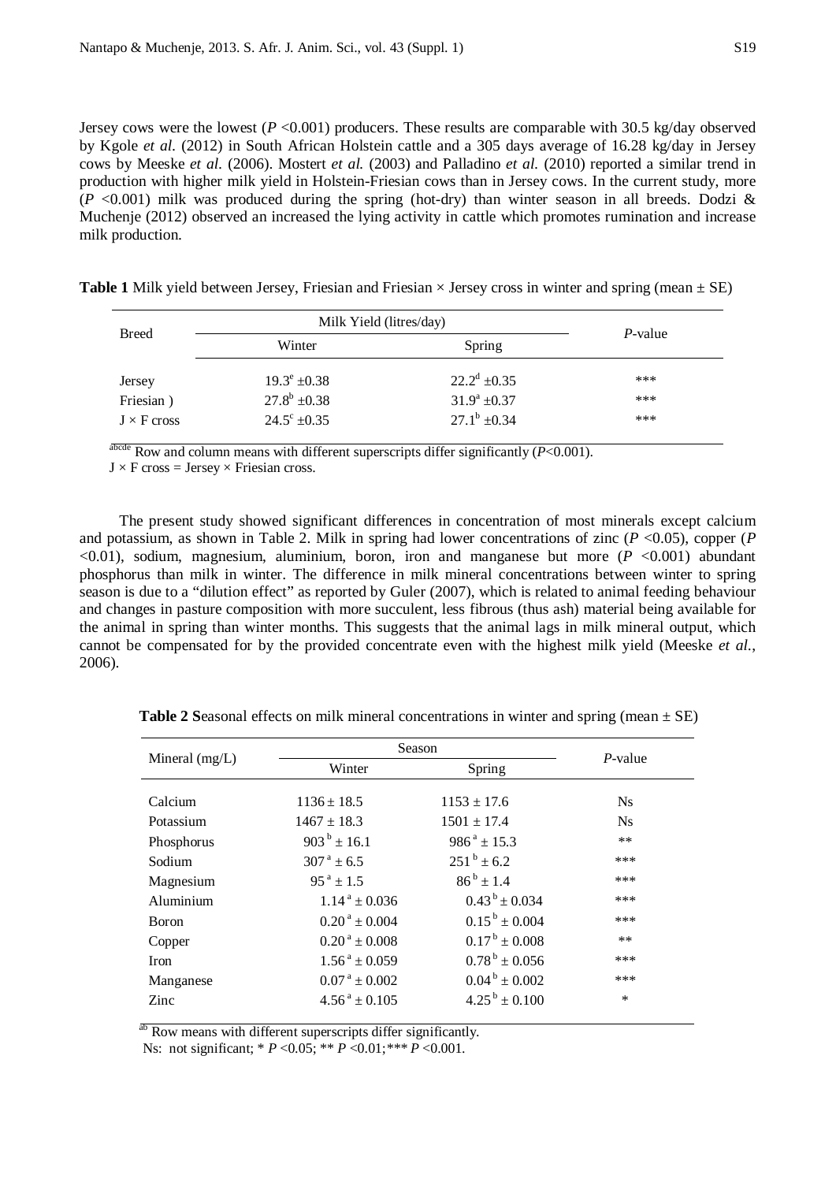Jersey cows were the lowest ($P$ <0.001) producers. These results are comparable with 30.5 kg/day observed by Kgole *et al.* (2012) in South African Holstein cattle and a 305 days average of 16.28 kg/day in Jersey cows by Meeske *et al.* (2006). Mostert *et al.* (2003) and Palladino *et al.* (2010) reported a similar trend in production with higher milk yield in Holstein-Friesian cows than in Jersey cows. In the current study, more ($P$ <0.001) milk was produced during the spring (hot-dry) than winter season in all breeds. Dodzi & Muchenje (2012) observed an increased the lying activity in cattle which promotes rumination and increase milk production.

**Table 1** Milk yield between Jersey, Friesian and Friesian × Jersey cross in winter and spring (mean ± SE)

| Breed | Milk Yield (litres/day) | | $P$-value |
|---|---|---|---|
| | Winter | Spring | |
| Jersey | $19.3^{e} \pm 0.38$ | $22.2^{d} \pm 0.35$ | *** |
| Friesian ) | $27.8^{b} \pm 0.38$ | $31.9^{a} \pm 0.37$ | *** |
| J × F cross | $24.5^{c} \pm 0.35$ | $27.1^{b} \pm 0.34$ | *** |

[abcde] Row and column means with different superscripts differ significantly ($P$<0.001).
J × F cross = Jersey × Friesian cross.

The present study showed significant differences in concentration of most minerals except calcium and potassium, as shown in Table 2. Milk in spring had lower concentrations of zinc ($P$ <0.05), copper ($P$ <0.01), sodium, magnesium, aluminium, boron, iron and manganese but more ($P$ <0.001) abundant phosphorus than milk in winter. The difference in milk mineral concentrations between winter to spring season is due to a "dilution effect" as reported by Guler (2007), which is related to animal feeding behaviour and changes in pasture composition with more succulent, less fibrous (thus ash) material being available for the animal in spring than winter months. This suggests that the animal lags in milk mineral output, which cannot be compensated for by the provided concentrate even with the highest milk yield (Meeske *et al.*, 2006).

**Table 2 S**easonal effects on milk mineral concentrations in winter and spring (mean ± SE)

| Mineral (mg/L) | Season | | $P$-value |
|---|---|---|---|
| | Winter | Spring | |
| Calcium | $1136 \pm 18.5$ | $1153 \pm 17.6$ | Ns |
| Potassium | $1467 \pm 18.3$ | $1501 \pm 17.4$ | Ns |
| Phosphorus | $903^{b} \pm 16.1$ | $986^{a} \pm 15.3$ | ** |
| Sodium | $307^{a} \pm 6.5$ | $251^{b} \pm 6.2$ | *** |
| Magnesium | $95^{a} \pm 1.5$ | $86^{b} \pm 1.4$ | *** |
| Aluminium | $1.14^{a} \pm 0.036$ | $0.43^{b} \pm 0.034$ | *** |
| Boron | $0.20^{a} \pm 0.004$ | $0.15^{b} \pm 0.004$ | *** |
| Copper | $0.20^{a} \pm 0.008$ | $0.17^{b} \pm 0.008$ | ** |
| Iron | $1.56^{a} \pm 0.059$ | $0.78^{b} \pm 0.056$ | *** |
| Manganese | $0.07^{a} \pm 0.002$ | $0.04^{b} \pm 0.002$ | *** |
| Zinc | $4.56^{a} \pm 0.105$ | $4.25^{b} \pm 0.100$ | * |

[ab] Row means with different superscripts differ significantly.
Ns: not significant; * $P$ <0.05; ** $P$ <0.01; *** $P$ <0.001.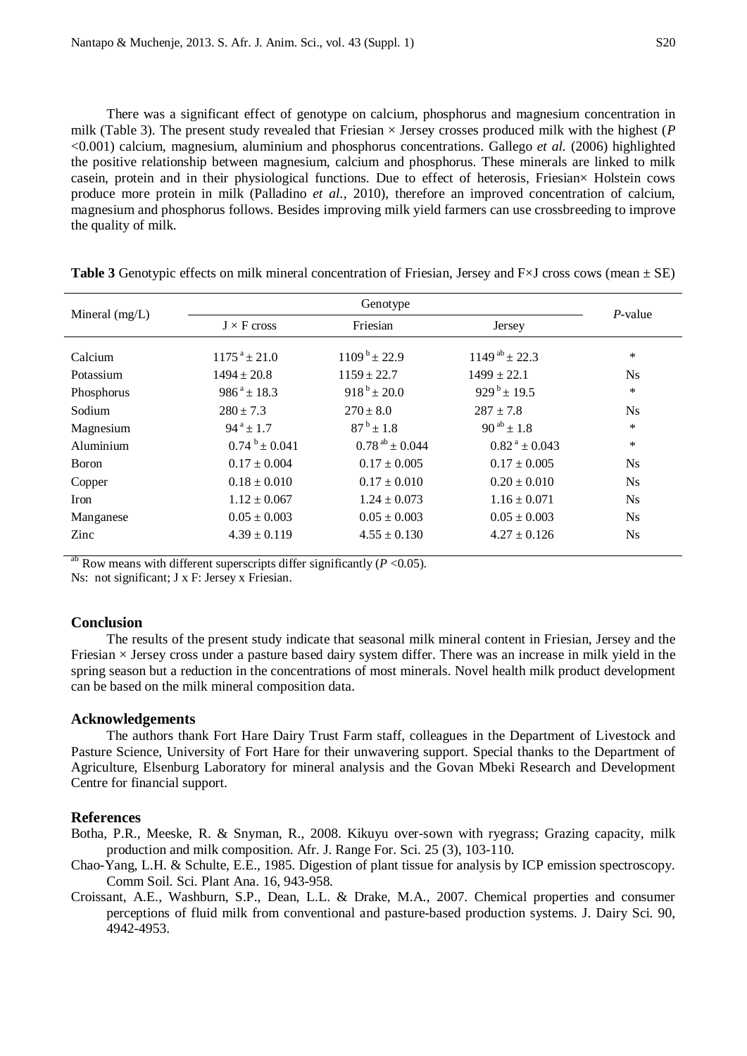There was a significant effect of genotype on calcium, phosphorus and magnesium concentration in milk (Table 3). The present study revealed that Friesian × Jersey crosses produced milk with the highest ($P$ <0.001) calcium, magnesium, aluminium and phosphorus concentrations. Gallego *et al.* (2006) highlighted the positive relationship between magnesium, calcium and phosphorus. These minerals are linked to milk casein, protein and in their physiological functions. Due to effect of heterosis, Friesian× Holstein cows produce more protein in milk (Palladino *et al.*, 2010), therefore an improved concentration of calcium, magnesium and phosphorus follows. Besides improving milk yield farmers can use crossbreeding to improve the quality of milk.

**Table 3** Genotypic effects on milk mineral concentration of Friesian, Jersey and F×J cross cows (mean ± SE)

| Mineral (mg/L) | Genotype | | | *P*-value |
|---|---|---|---|---|
| | J × F cross | Friesian | Jersey | |
| Calcium | $1175^{a} \pm 21.0$ | $1109^{b} \pm 22.9$ | $1149^{ab} \pm 22.3$ | * |
| Potassium | $1494 \pm 20.8$ | $1159 \pm 22.7$ | $1499 \pm 22.1$ | Ns |
| Phosphorus | $986^{a} \pm 18.3$ | $918^{b} \pm 20.0$ | $929^{b} \pm 19.5$ | * |
| Sodium | $280 \pm 7.3$ | $270 \pm 8.0$ | $287 \pm 7.8$ | Ns |
| Magnesium | $94^{a} \pm 1.7$ | $87^{b} \pm 1.8$ | $90^{ab} \pm 1.8$ | * |
| Aluminium | $0.74^{b} \pm 0.041$ | $0.78^{ab} \pm 0.044$ | $0.82^{a} \pm 0.043$ | * |
| Boron | $0.17 \pm 0.004$ | $0.17 \pm 0.005$ | $0.17 \pm 0.005$ | Ns |
| Copper | $0.18 \pm 0.010$ | $0.17 \pm 0.010$ | $0.20 \pm 0.010$ | Ns |
| Iron | $1.12 \pm 0.067$ | $1.24 \pm 0.073$ | $1.16 \pm 0.071$ | Ns |
| Manganese | $0.05 \pm 0.003$ | $0.05 \pm 0.003$ | $0.05 \pm 0.003$ | Ns |
| Zinc | $4.39 \pm 0.119$ | $4.55 \pm 0.130$ | $4.27 \pm 0.126$ | Ns |

$^{ab}$ Row means with different superscripts differ significantly ($P$ <0.05).
Ns: not significant; J x F: Jersey x Friesian.

## Conclusion

The results of the present study indicate that seasonal milk mineral content in Friesian, Jersey and the Friesian × Jersey cross under a pasture based dairy system differ. There was an increase in milk yield in the spring season but a reduction in the concentrations of most minerals. Novel health milk product development can be based on the milk mineral composition data.

## Acknowledgements

The authors thank Fort Hare Dairy Trust Farm staff, colleagues in the Department of Livestock and Pasture Science, University of Fort Hare for their unwavering support. Special thanks to the Department of Agriculture, Elsenburg Laboratory for mineral analysis and the Govan Mbeki Research and Development Centre for financial support.

## References

Botha, P.R., Meeske, R. & Snyman, R., 2008. Kikuyu over-sown with ryegrass; Grazing capacity, milk production and milk composition. Afr. J. Range For. Sci. 25 (3), 103-110.

Chao-Yang, L.H. & Schulte, E.E., 1985. Digestion of plant tissue for analysis by ICP emission spectroscopy. Comm Soil. Sci. Plant Ana. 16, 943-958.

Croissant, A.E., Washburn, S.P., Dean, L.L. & Drake, M.A., 2007. Chemical properties and consumer perceptions of fluid milk from conventional and pasture-based production systems. J. Dairy Sci. 90, 4942-4953.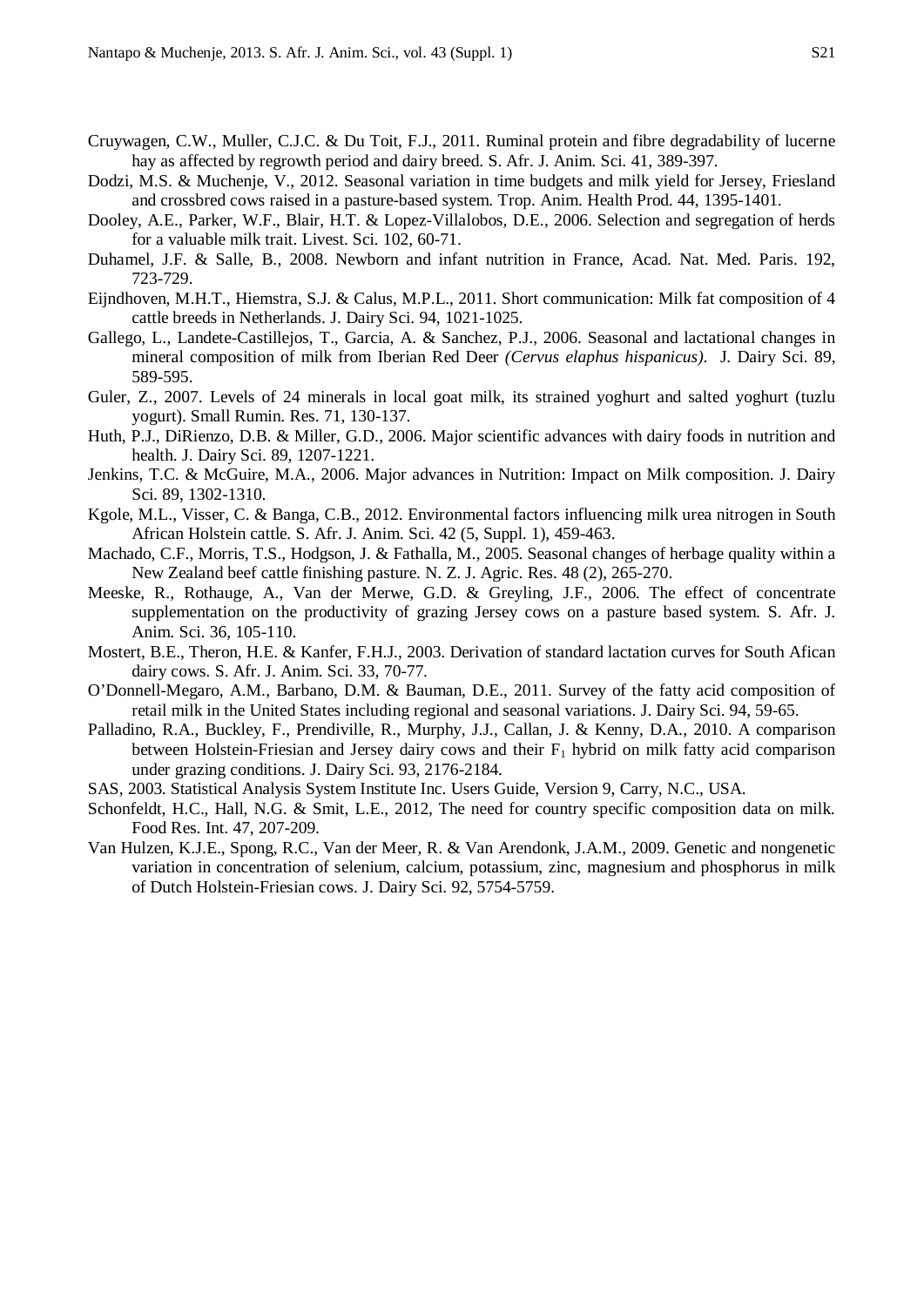Cruywagen, C.W., Muller, C.J.C. & Du Toit, F.J., 2011. Ruminal protein and fibre degradability of lucerne hay as affected by regrowth period and dairy breed. S. Afr. J. Anim. Sci. 41, 389-397.

Dodzi, M.S. & Muchenje, V., 2012. Seasonal variation in time budgets and milk yield for Jersey, Friesland and crossbred cows raised in a pasture-based system. Trop. Anim. Health Prod. 44, 1395-1401.

Dooley, A.E., Parker, W.F., Blair, H.T. & Lopez-Villalobos, D.E., 2006. Selection and segregation of herds for a valuable milk trait. Livest. Sci. 102, 60-71.

Duhamel, J.F. & Salle, B., 2008. Newborn and infant nutrition in France, Acad. Nat. Med. Paris. 192, 723-729.

Eijndhoven, M.H.T., Hiemstra, S.J. & Calus, M.P.L., 2011. Short communication: Milk fat composition of 4 cattle breeds in Netherlands. J. Dairy Sci. 94, 1021-1025.

Gallego, L., Landete-Castillejos, T., Garcia, A. & Sanchez, P.J., 2006. Seasonal and lactational changes in mineral composition of milk from Iberian Red Deer *(Cervus elaphus hispanicus)*. J. Dairy Sci. 89, 589-595.

Guler, Z., 2007. Levels of 24 minerals in local goat milk, its strained yoghurt and salted yoghurt (tuzlu yogurt). Small Rumin. Res. 71, 130-137.

Huth, P.J., DiRienzo, D.B. & Miller, G.D., 2006. Major scientific advances with dairy foods in nutrition and health. J. Dairy Sci. 89, 1207-1221.

Jenkins, T.C. & McGuire, M.A., 2006. Major advances in Nutrition: Impact on Milk composition. J. Dairy Sci. 89, 1302-1310.

Kgole, M.L., Visser, C. & Banga, C.B., 2012. Environmental factors influencing milk urea nitrogen in South African Holstein cattle. S. Afr. J. Anim. Sci. 42 (5, Suppl. 1), 459-463.

Machado, C.F., Morris, T.S., Hodgson, J. & Fathalla, M., 2005. Seasonal changes of herbage quality within a New Zealand beef cattle finishing pasture. N. Z. J. Agric. Res. 48 (2), 265-270.

Meeske, R., Rothauge, A., Van der Merwe, G.D. & Greyling, J.F., 2006. The effect of concentrate supplementation on the productivity of grazing Jersey cows on a pasture based system. S. Afr. J. Anim. Sci. 36, 105-110.

Mostert, B.E., Theron, H.E. & Kanfer, F.H.J., 2003. Derivation of standard lactation curves for South Afican dairy cows. S. Afr. J. Anim. Sci. 33, 70-77.

O'Donnell-Megaro, A.M., Barbano, D.M. & Bauman, D.E., 2011. Survey of the fatty acid composition of retail milk in the United States including regional and seasonal variations. J. Dairy Sci. 94, 59-65.

Palladino, R.A., Buckley, F., Prendiville, R., Murphy, J.J., Callan, J. & Kenny, D.A., 2010. A comparison between Holstein-Friesian and Jersey dairy cows and their $F_1$ hybrid on milk fatty acid comparison under grazing conditions. J. Dairy Sci. 93, 2176-2184.

SAS, 2003. Statistical Analysis System Institute Inc. Users Guide, Version 9, Carry, N.C., USA.

Schonfeldt, H.C., Hall, N.G. & Smit, L.E., 2012, The need for country specific composition data on milk. Food Res. Int. 47, 207-209.

Van Hulzen, K.J.E., Spong, R.C., Van der Meer, R. & Van Arendonk, J.A.M., 2009. Genetic and nongenetic variation in concentration of selenium, calcium, potassium, zinc, magnesium and phosphorus in milk of Dutch Holstein-Friesian cows. J. Dairy Sci. 92, 5754-5759.